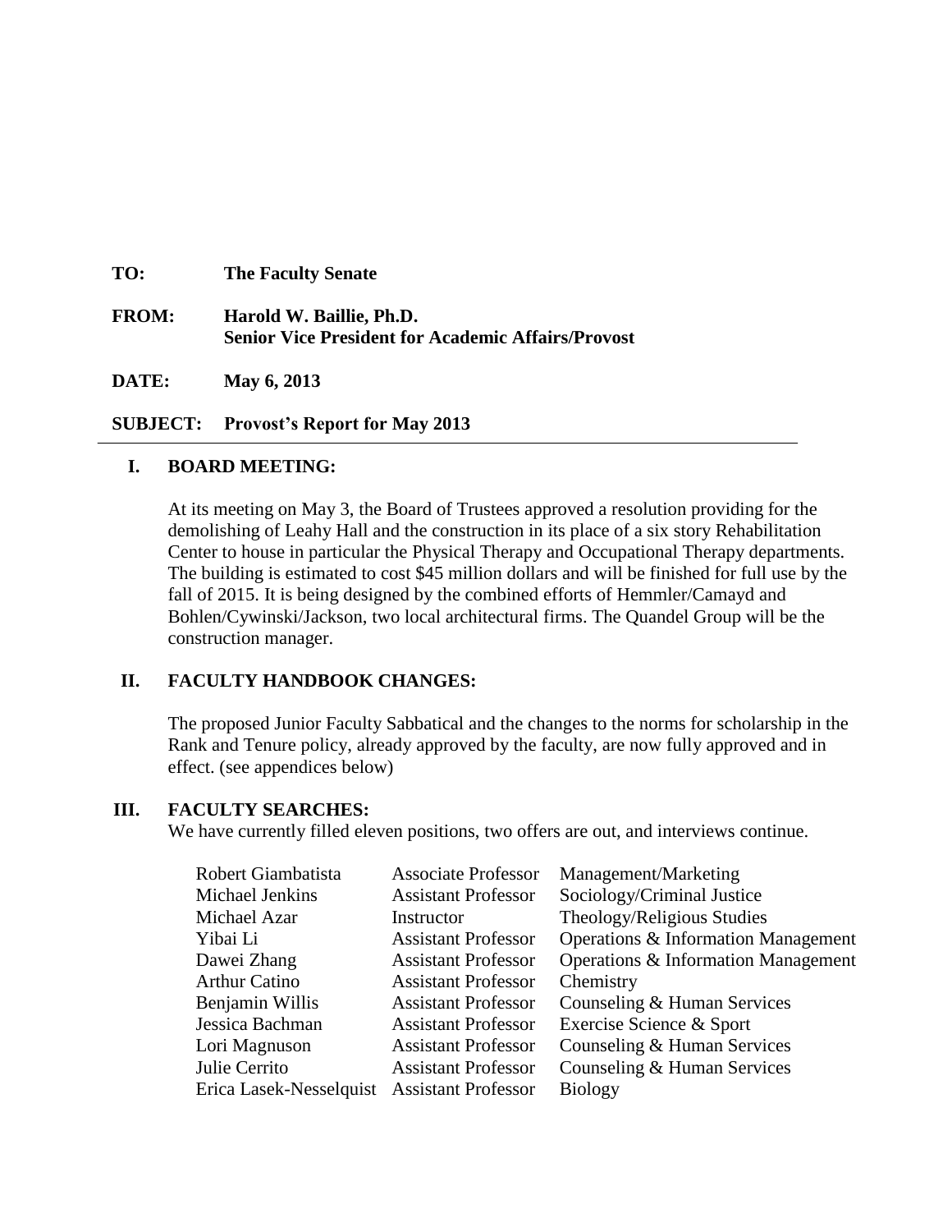**TO:** **The Faculty Senate**

**FROM:** **Harold W. Baillie, Ph.D.**
**Senior Vice President for Academic Affairs/Provost**

**DATE:** **May 6, 2013**

**SUBJECT:** **Provost's Report for May 2013**

---

## I. BOARD MEETING:

At its meeting on May 3, the Board of Trustees approved a resolution providing for the demolishing of Leahy Hall and the construction in its place of a six story Rehabilitation Center to house in particular the Physical Therapy and Occupational Therapy departments. The building is estimated to cost $45 million dollars and will be finished for full use by the fall of 2015. It is being designed by the combined efforts of Hemmler/Camayd and Bohlen/Cywinski/Jackson, two local architectural firms. The Quandel Group will be the construction manager.

## II. FACULTY HANDBOOK CHANGES:

The proposed Junior Faculty Sabbatical and the changes to the norms for scholarship in the Rank and Tenure policy, already approved by the faculty, are now fully approved and in effect. (see appendices below)

## III. FACULTY SEARCHES:

We have currently filled eleven positions, two offers are out, and interviews continue.

| | | |
|---|---|---|
| Robert Giambatista | Associate Professor | Management/Marketing |
| Michael Jenkins | Assistant Professor | Sociology/Criminal Justice |
| Michael Azar | Instructor | Theology/Religious Studies |
| Yibai Li | Assistant Professor | Operations & Information Management |
| Dawei Zhang | Assistant Professor | Operations & Information Management |
| Arthur Catino | Assistant Professor | Chemistry |
| Benjamin Willis | Assistant Professor | Counseling & Human Services |
| Jessica Bachman | Assistant Professor | Exercise Science & Sport |
| Lori Magnuson | Assistant Professor | Counseling & Human Services |
| Julie Cerrito | Assistant Professor | Counseling & Human Services |
| Erica Lasek-Nesselquist | Assistant Professor | Biology |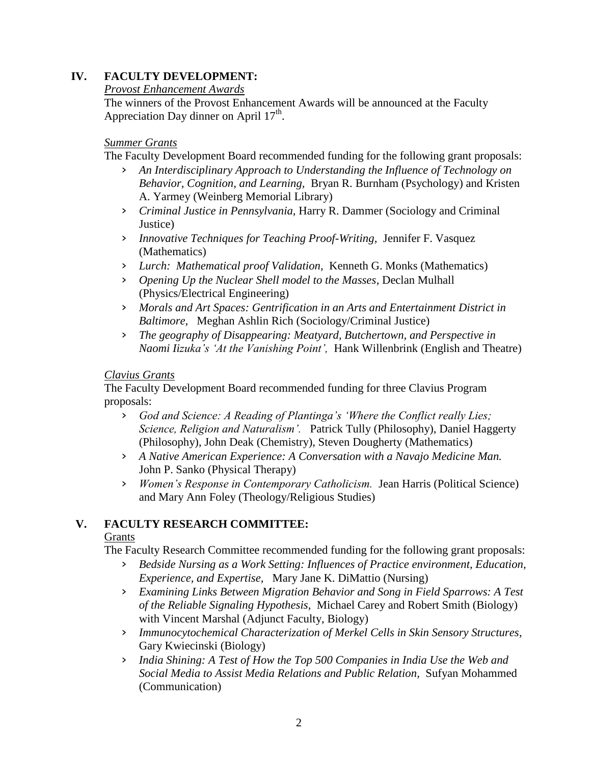## IV. FACULTY DEVELOPMENT:

*Provost Enhancement Awards*

The winners of the Provost Enhancement Awards will be announced at the Faculty Appreciation Day dinner on April 17th.

*Summer Grants*

The Faculty Development Board recommended funding for the following grant proposals:

- *An Interdisciplinary Approach to Understanding the Influence of Technology on Behavior, Cognition, and Learning,* Bryan R. Burnham (Psychology) and Kristen A. Yarmey (Weinberg Memorial Library)
- *Criminal Justice in Pennsylvania,* Harry R. Dammer (Sociology and Criminal Justice)
- *Innovative Techniques for Teaching Proof-Writing,* Jennifer F. Vasquez (Mathematics)
- *Lurch: Mathematical proof Validation,* Kenneth G. Monks (Mathematics)
- *Opening Up the Nuclear Shell model to the Masses,* Declan Mulhall (Physics/Electrical Engineering)
- *Morals and Art Spaces: Gentrification in an Arts and Entertainment District in Baltimore,* Meghan Ashlin Rich (Sociology/Criminal Justice)
- *The geography of Disappearing: Meatyard, Butchertown, and Perspective in Naomi Iizuka's 'At the Vanishing Point',* Hank Willenbrink (English and Theatre)

*Clavius Grants*

The Faculty Development Board recommended funding for three Clavius Program proposals:

- *God and Science: A Reading of Plantinga's 'Where the Conflict really Lies; Science, Religion and Naturalism'.* Patrick Tully (Philosophy), Daniel Haggerty (Philosophy), John Deak (Chemistry), Steven Dougherty (Mathematics)
- *A Native American Experience: A Conversation with a Navajo Medicine Man.* John P. Sanko (Physical Therapy)
- *Women's Response in Contemporary Catholicism.* Jean Harris (Political Science) and Mary Ann Foley (Theology/Religious Studies)

## V. FACULTY RESEARCH COMMITTEE:

Grants

The Faculty Research Committee recommended funding for the following grant proposals:

- *Bedside Nursing as a Work Setting: Influences of Practice environment, Education, Experience, and Expertise,* Mary Jane K. DiMattio (Nursing)
- *Examining Links Between Migration Behavior and Song in Field Sparrows: A Test of the Reliable Signaling Hypothesis,* Michael Carey and Robert Smith (Biology) with Vincent Marshal (Adjunct Faculty, Biology)
- *Immunocytochemical Characterization of Merkel Cells in Skin Sensory Structures,* Gary Kwiecinski (Biology)
- *India Shining: A Test of How the Top 500 Companies in India Use the Web and Social Media to Assist Media Relations and Public Relation,* Sufyan Mohammed (Communication)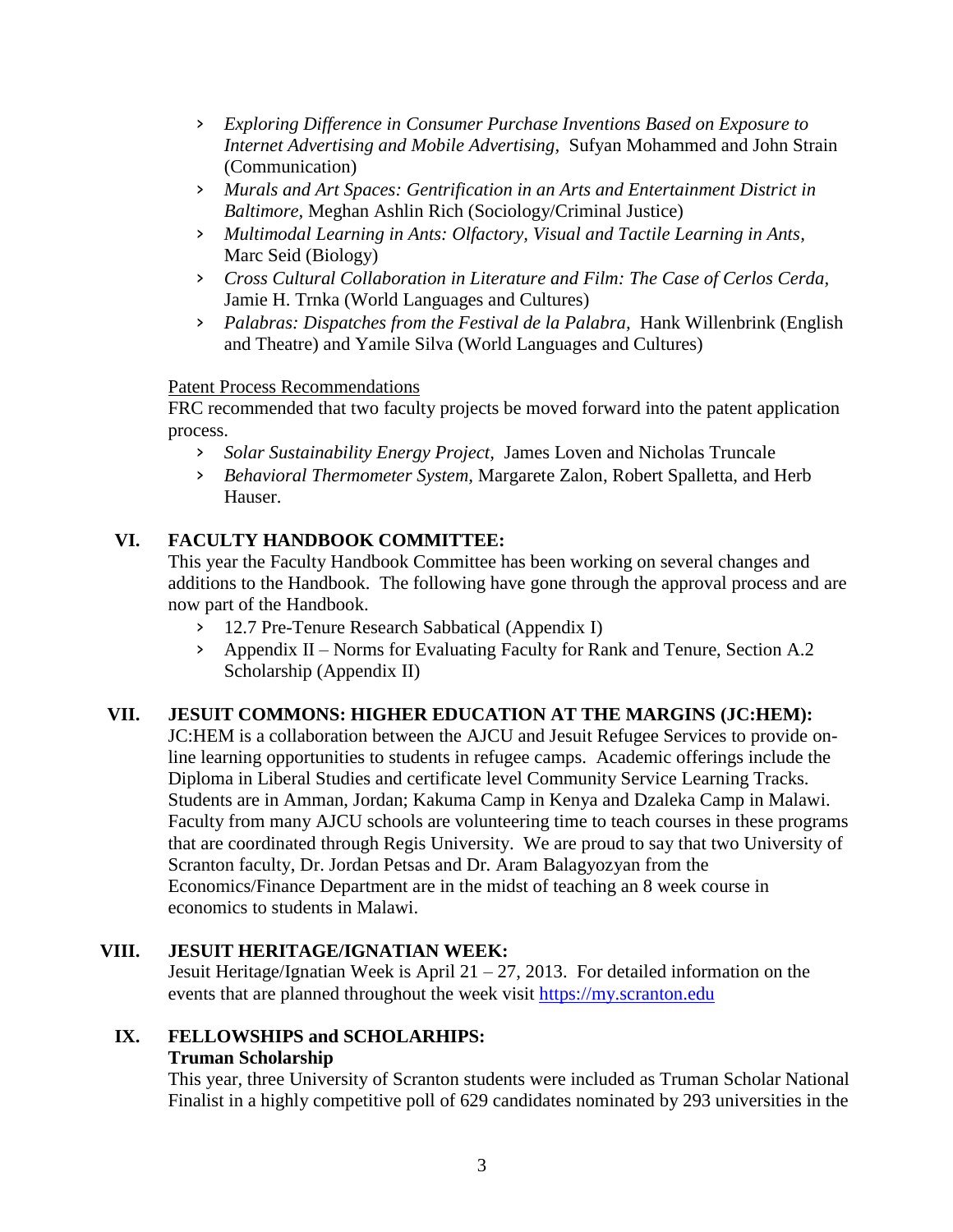- *Exploring Difference in Consumer Purchase Inventions Based on Exposure to Internet Advertising and Mobile Advertising*, Sufyan Mohammed and John Strain (Communication)
- *Murals and Art Spaces: Gentrification in an Arts and Entertainment District in Baltimore*, Meghan Ashlin Rich (Sociology/Criminal Justice)
- *Multimodal Learning in Ants: Olfactory, Visual and Tactile Learning in Ants*, Marc Seid (Biology)
- *Cross Cultural Collaboration in Literature and Film: The Case of Cerlos Cerda*, Jamie H. Trnka (World Languages and Cultures)
- *Palabras: Dispatches from the Festival de la Palabra*, Hank Willenbrink (English and Theatre) and Yamile Silva (World Languages and Cultures)

<u>Patent Process Recommendations</u>

FRC recommended that two faculty projects be moved forward into the patent application process.

- *Solar Sustainability Energy Project*, James Loven and Nicholas Truncale
- *Behavioral Thermometer System*, Margarete Zalon, Robert Spalletta, and Herb Hauser.

## VI. FACULTY HANDBOOK COMMITTEE:

This year the Faculty Handbook Committee has been working on several changes and additions to the Handbook. The following have gone through the approval process and are now part of the Handbook.

- 12.7 Pre-Tenure Research Sabbatical (Appendix I)
- Appendix II – Norms for Evaluating Faculty for Rank and Tenure, Section A.2 Scholarship (Appendix II)

## VII. JESUIT COMMONS: HIGHER EDUCATION AT THE MARGINS (JC:HEM):

JC:HEM is a collaboration between the AJCU and Jesuit Refugee Services to provide on-line learning opportunities to students in refugee camps. Academic offerings include the Diploma in Liberal Studies and certificate level Community Service Learning Tracks. Students are in Amman, Jordan; Kakuma Camp in Kenya and Dzaleka Camp in Malawi. Faculty from many AJCU schools are volunteering time to teach courses in these programs that are coordinated through Regis University. We are proud to say that two University of Scranton faculty, Dr. Jordan Petsas and Dr. Aram Balagyozyan from the Economics/Finance Department are in the midst of teaching an 8 week course in economics to students in Malawi.

## VIII. JESUIT HERITAGE/IGNATIAN WEEK:

Jesuit Heritage/Ignatian Week is April 21 – 27, 2013. For detailed information on the events that are planned throughout the week visit [https://my.scranton.edu](https://my.scranton.edu)

## IX. FELLOWSHIPS and SCHOLARHIPS:

**Truman Scholarship**

This year, three University of Scranton students were included as Truman Scholar National Finalist in a highly competitive poll of 629 candidates nominated by 293 universities in the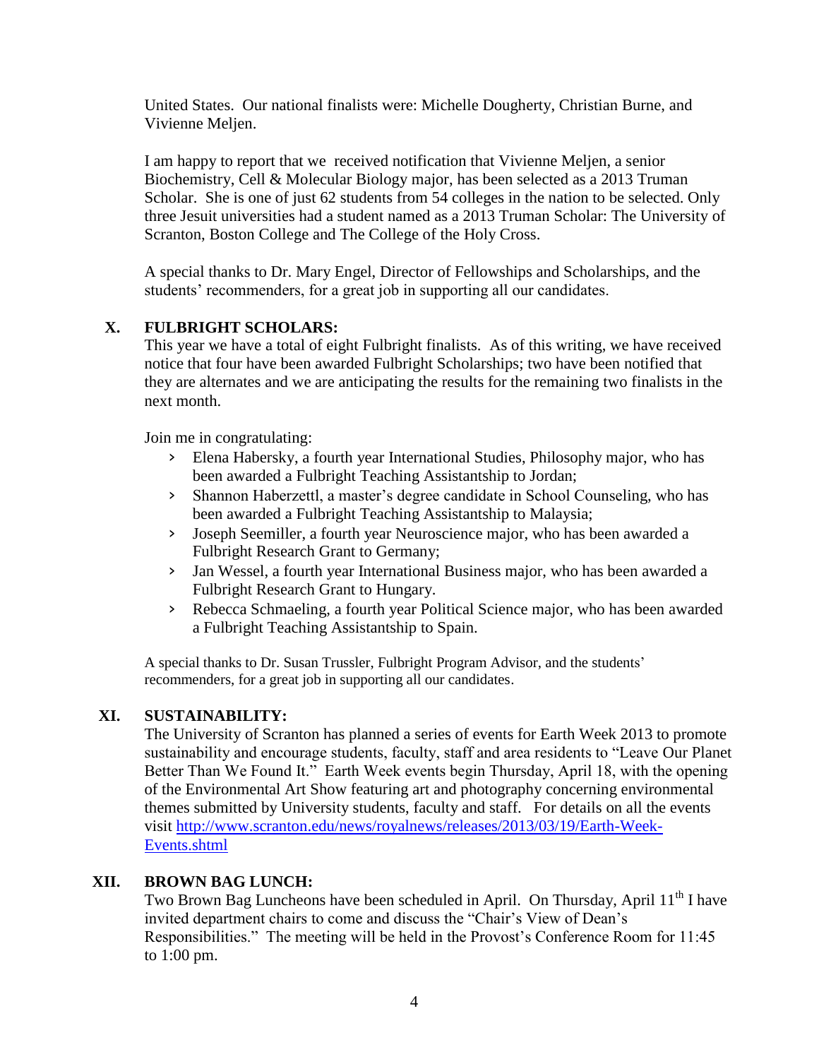United States. Our national finalists were: Michelle Dougherty, Christian Burne, and Vivienne Meljen.

I am happy to report that we received notification that Vivienne Meljen, a senior Biochemistry, Cell & Molecular Biology major, has been selected as a 2013 Truman Scholar. She is one of just 62 students from 54 colleges in the nation to be selected. Only three Jesuit universities had a student named as a 2013 Truman Scholar: The University of Scranton, Boston College and The College of the Holy Cross.

A special thanks to Dr. Mary Engel, Director of Fellowships and Scholarships, and the students' recommenders, for a great job in supporting all our candidates.

## X. FULBRIGHT SCHOLARS:

This year we have a total of eight Fulbright finalists. As of this writing, we have received notice that four have been awarded Fulbright Scholarships; two have been notified that they are alternates and we are anticipating the results for the remaining two finalists in the next month.

Join me in congratulating:

- Elena Habersky, a fourth year International Studies, Philosophy major, who has been awarded a Fulbright Teaching Assistantship to Jordan;
- Shannon Haberzettl, a master's degree candidate in School Counseling, who has been awarded a Fulbright Teaching Assistantship to Malaysia;
- Joseph Seemiller, a fourth year Neuroscience major, who has been awarded a Fulbright Research Grant to Germany;
- Jan Wessel, a fourth year International Business major, who has been awarded a Fulbright Research Grant to Hungary.
- Rebecca Schmaeling, a fourth year Political Science major, who has been awarded a Fulbright Teaching Assistantship to Spain.

A special thanks to Dr. Susan Trussler, Fulbright Program Advisor, and the students' recommenders, for a great job in supporting all our candidates.

## XI. SUSTAINABILITY:

The University of Scranton has planned a series of events for Earth Week 2013 to promote sustainability and encourage students, faculty, staff and area residents to "Leave Our Planet Better Than We Found It." Earth Week events begin Thursday, April 18, with the opening of the Environmental Art Show featuring art and photography concerning environmental themes submitted by University students, faculty and staff. For details on all the events visit http://www.scranton.edu/news/royalnews/releases/2013/03/19/Earth-Week-Events.shtml

## XII. BROWN BAG LUNCH:

Two Brown Bag Luncheons have been scheduled in April. On Thursday, April 11th I have invited department chairs to come and discuss the "Chair's View of Dean's Responsibilities." The meeting will be held in the Provost's Conference Room for 11:45 to 1:00 pm.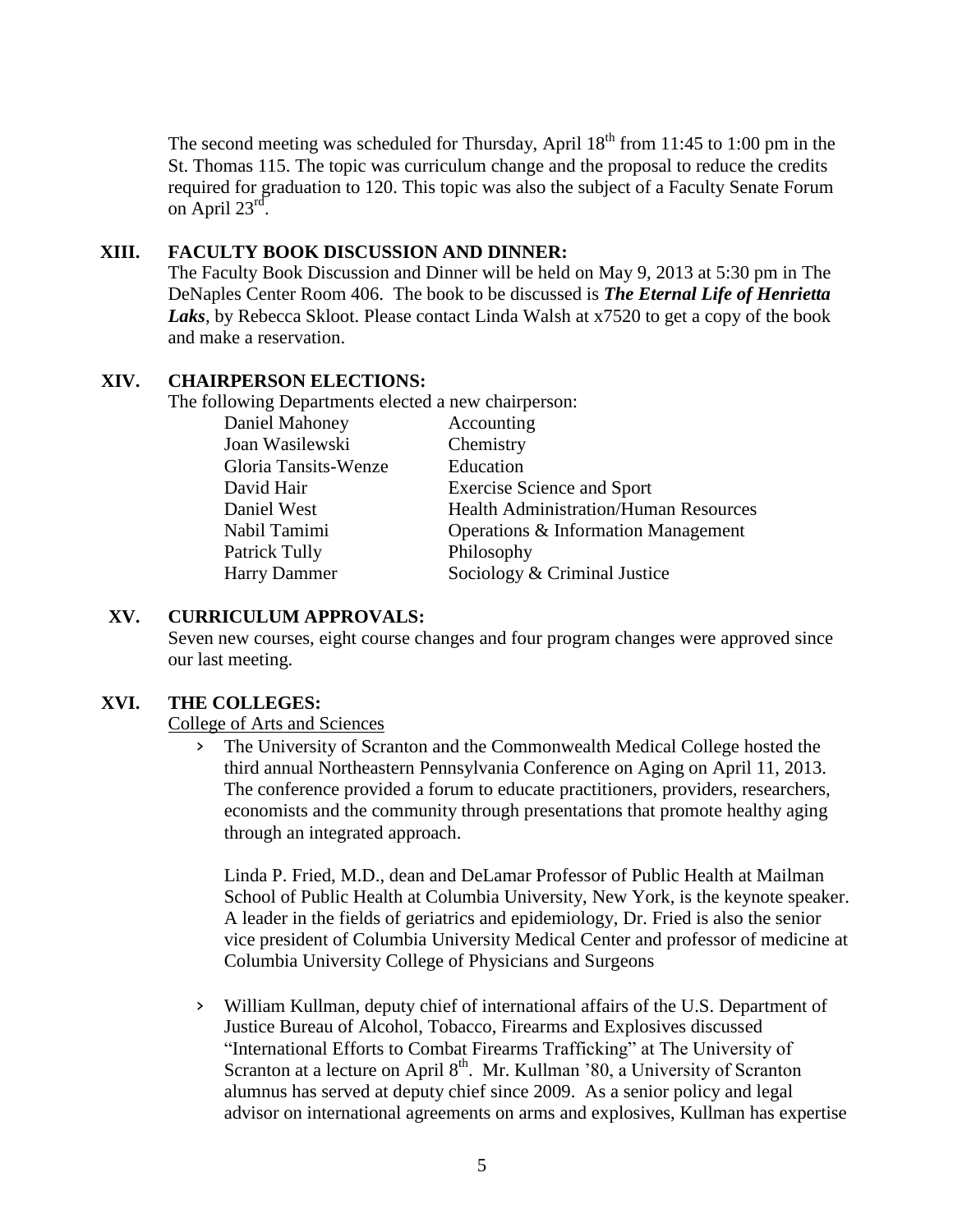The second meeting was scheduled for Thursday, April 18th from 11:45 to 1:00 pm in the St. Thomas 115. The topic was curriculum change and the proposal to reduce the credits required for graduation to 120. This topic was also the subject of a Faculty Senate Forum on April 23rd.

## XIII. FACULTY BOOK DISCUSSION AND DINNER:

The Faculty Book Discussion and Dinner will be held on May 9, 2013 at 5:30 pm in The DeNaples Center Room 406. The book to be discussed is ***The Eternal Life of Henrietta Laks***, by Rebecca Skloot. Please contact Linda Walsh at x7520 to get a copy of the book and make a reservation.

## XIV. CHAIRPERSON ELECTIONS:

The following Departments elected a new chairperson:

| | |
|---|---|
| Daniel Mahoney | Accounting |
| Joan Wasilewski | Chemistry |
| Gloria Tansits-Wenze | Education |
| David Hair | Exercise Science and Sport |
| Daniel West | Health Administration/Human Resources |
| Nabil Tamimi | Operations & Information Management |
| Patrick Tully | Philosophy |
| Harry Dammer | Sociology & Criminal Justice |

## XV. CURRICULUM APPROVALS:

Seven new courses, eight course changes and four program changes were approved since our last meeting.

## XVI. THE COLLEGES:

College of Arts and Sciences

- The University of Scranton and the Commonwealth Medical College hosted the third annual Northeastern Pennsylvania Conference on Aging on April 11, 2013. The conference provided a forum to educate practitioners, providers, researchers, economists and the community through presentations that promote healthy aging through an integrated approach.

  Linda P. Fried, M.D., dean and DeLamar Professor of Public Health at Mailman School of Public Health at Columbia University, New York, is the keynote speaker. A leader in the fields of geriatrics and epidemiology, Dr. Fried is also the senior vice president of Columbia University Medical Center and professor of medicine at Columbia University College of Physicians and Surgeons

- William Kullman, deputy chief of international affairs of the U.S. Department of Justice Bureau of Alcohol, Tobacco, Firearms and Explosives discussed "International Efforts to Combat Firearms Trafficking" at The University of Scranton at a lecture on April 8th. Mr. Kullman '80, a University of Scranton alumnus has served at deputy chief since 2009. As a senior policy and legal advisor on international agreements on arms and explosives, Kullman has expertise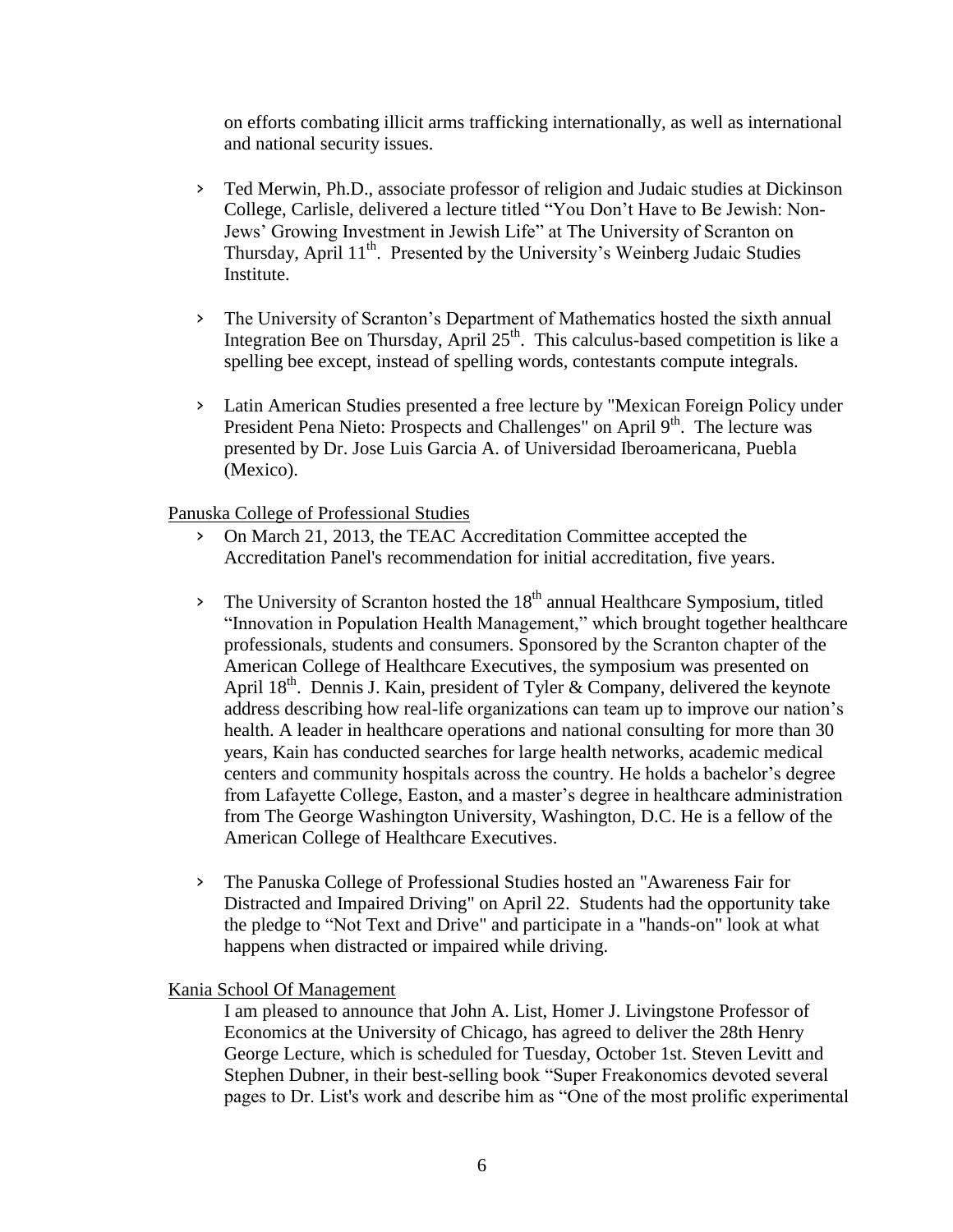on efforts combating illicit arms trafficking internationally, as well as international and national security issues.

- Ted Merwin, Ph.D., associate professor of religion and Judaic studies at Dickinson College, Carlisle, delivered a lecture titled "You Don't Have to Be Jewish: Non-Jews' Growing Investment in Jewish Life" at The University of Scranton on Thursday, April 11th. Presented by the University's Weinberg Judaic Studies Institute.

- The University of Scranton's Department of Mathematics hosted the sixth annual Integration Bee on Thursday, April 25th. This calculus-based competition is like a spelling bee except, instead of spelling words, contestants compute integrals.

- Latin American Studies presented a free lecture by "Mexican Foreign Policy under President Pena Nieto: Prospects and Challenges" on April 9th. The lecture was presented by Dr. Jose Luis Garcia A. of Universidad Iberoamericana, Puebla (Mexico).

Panuska College of Professional Studies

- On March 21, 2013, the TEAC Accreditation Committee accepted the Accreditation Panel's recommendation for initial accreditation, five years.

- The University of Scranton hosted the 18th annual Healthcare Symposium, titled "Innovation in Population Health Management," which brought together healthcare professionals, students and consumers. Sponsored by the Scranton chapter of the American College of Healthcare Executives, the symposium was presented on April 18th. Dennis J. Kain, president of Tyler & Company, delivered the keynote address describing how real-life organizations can team up to improve our nation's health. A leader in healthcare operations and national consulting for more than 30 years, Kain has conducted searches for large health networks, academic medical centers and community hospitals across the country. He holds a bachelor's degree from Lafayette College, Easton, and a master's degree in healthcare administration from The George Washington University, Washington, D.C. He is a fellow of the American College of Healthcare Executives.

- The Panuska College of Professional Studies hosted an "Awareness Fair for Distracted and Impaired Driving" on April 22. Students had the opportunity take the pledge to "Not Text and Drive" and participate in a "hands-on" look at what happens when distracted or impaired while driving.

Kania School Of Management

I am pleased to announce that John A. List, Homer J. Livingstone Professor of Economics at the University of Chicago, has agreed to deliver the 28th Henry George Lecture, which is scheduled for Tuesday, October 1st. Steven Levitt and Stephen Dubner, in their best-selling book "Super Freakonomics devoted several pages to Dr. List's work and describe him as "One of the most prolific experimental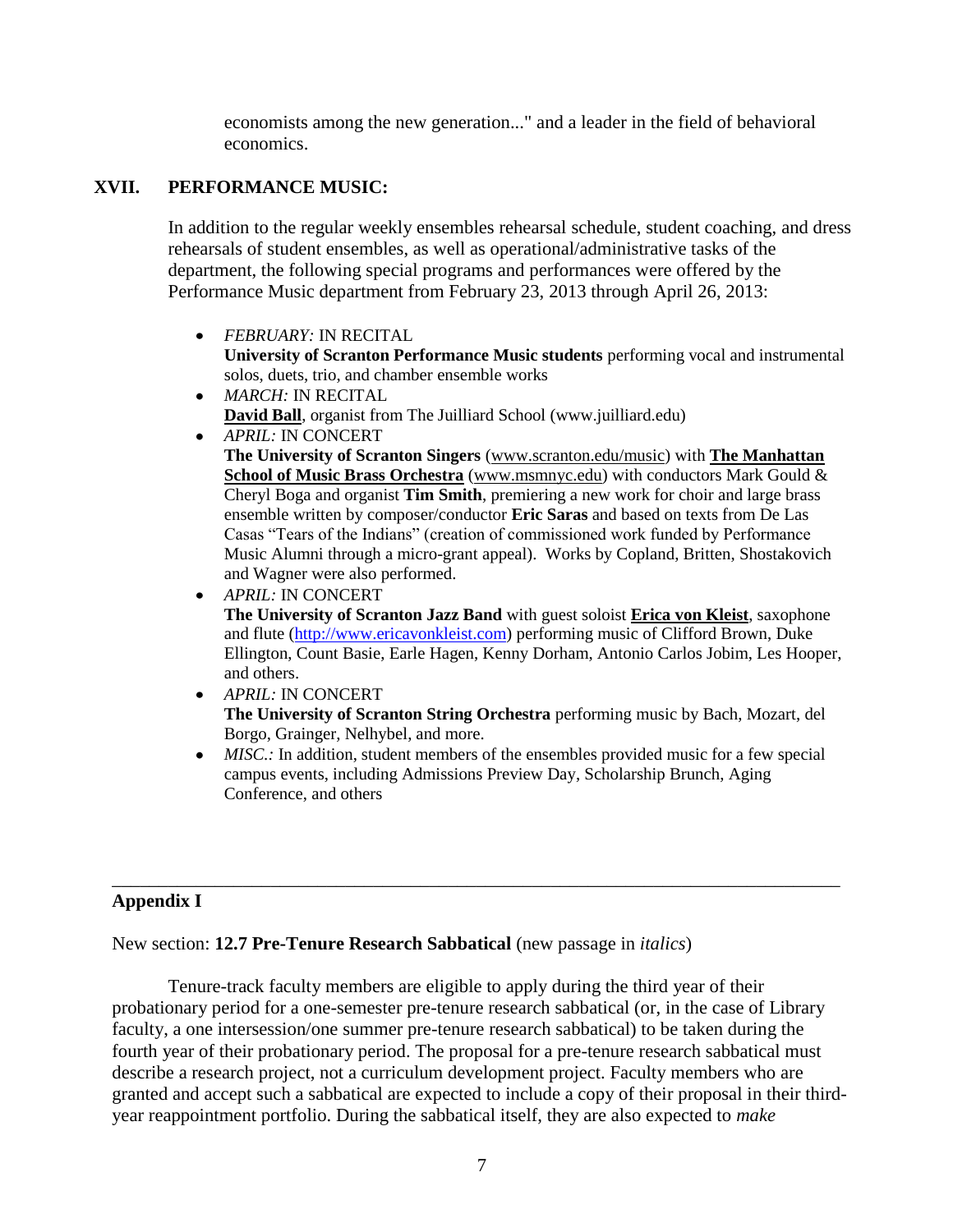economists among the new generation..." and a leader in the field of behavioral economics.

## XVII. PERFORMANCE MUSIC:

In addition to the regular weekly ensembles rehearsal schedule, student coaching, and dress rehearsals of student ensembles, as well as operational/administrative tasks of the department, the following special programs and performances were offered by the Performance Music department from February 23, 2013 through April 26, 2013:

- *FEBRUARY:* IN RECITAL
  **University of Scranton Performance Music students** performing vocal and instrumental solos, duets, trio, and chamber ensemble works
- *MARCH:* IN RECITAL
  **David Ball**, organist from The Juilliard School (www.juilliard.edu)
- *APRIL:* IN CONCERT
  **The University of Scranton Singers** (www.scranton.edu/music) with **The Manhattan School of Music Brass Orchestra** (www.msmnyc.edu) with conductors Mark Gould & Cheryl Boga and organist **Tim Smith**, premiering a new work for choir and large brass ensemble written by composer/conductor **Eric Saras** and based on texts from De Las Casas "Tears of the Indians" (creation of commissioned work funded by Performance Music Alumni through a micro-grant appeal). Works by Copland, Britten, Shostakovich and Wagner were also performed.
- *APRIL:* IN CONCERT
  **The University of Scranton Jazz Band** with guest soloist **Erica von Kleist**, saxophone and flute (http://www.ericavonkleist.com) performing music of Clifford Brown, Duke Ellington, Count Basie, Earle Hagen, Kenny Dorham, Antonio Carlos Jobim, Les Hooper, and others.
- *APRIL:* IN CONCERT
  **The University of Scranton String Orchestra** performing music by Bach, Mozart, del Borgo, Grainger, Nelhybel, and more.
- *MISC.:* In addition, student members of the ensembles provided music for a few special campus events, including Admissions Preview Day, Scholarship Brunch, Aging Conference, and others

---

## Appendix I

New section: **12.7 Pre-Tenure Research Sabbatical** (new passage in *italics*)

Tenure-track faculty members are eligible to apply during the third year of their probationary period for a one-semester pre-tenure research sabbatical (or, in the case of Library faculty, a one intersession/one summer pre-tenure research sabbatical) to be taken during the fourth year of their probationary period. The proposal for a pre-tenure research sabbatical must describe a research project, not a curriculum development project. Faculty members who are granted and accept such a sabbatical are expected to include a copy of their proposal in their third-year reappointment portfolio. During the sabbatical itself, they are also expected to *make*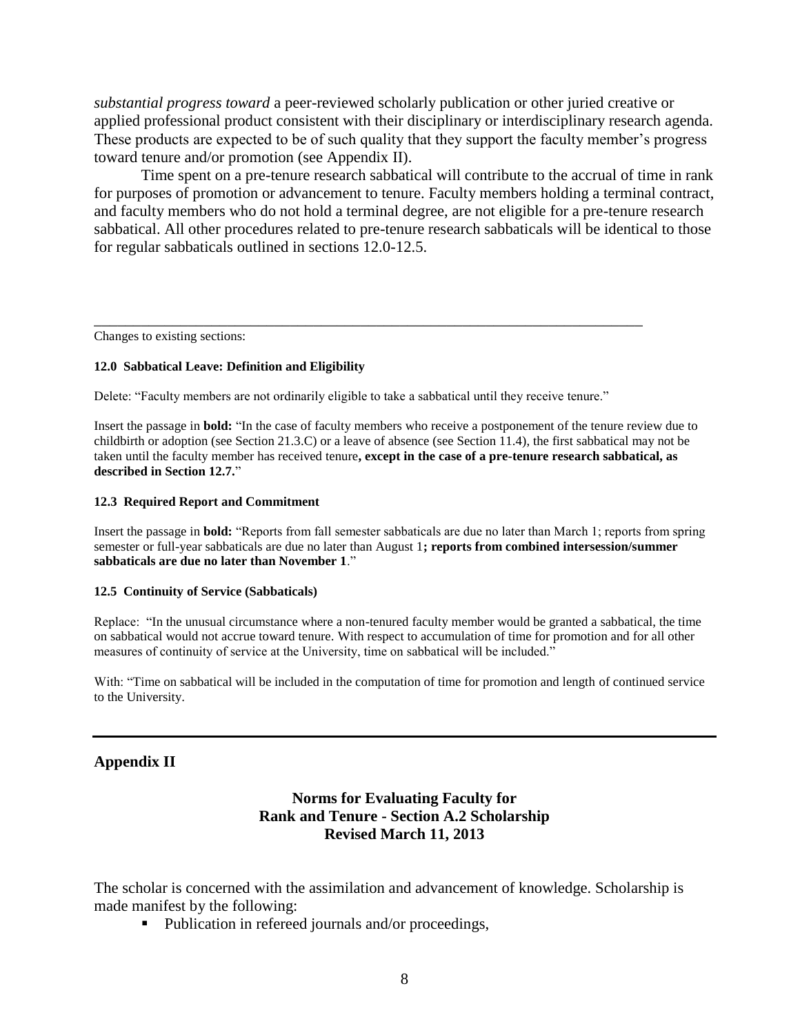*substantial progress toward* a peer-reviewed scholarly publication or other juried creative or applied professional product consistent with their disciplinary or interdisciplinary research agenda. These products are expected to be of such quality that they support the faculty member's progress toward tenure and/or promotion (see Appendix II).

Time spent on a pre-tenure research sabbatical will contribute to the accrual of time in rank for purposes of promotion or advancement to tenure. Faculty members holding a terminal contract, and faculty members who do not hold a terminal degree, are not eligible for a pre-tenure research sabbatical. All other procedures related to pre-tenure research sabbaticals will be identical to those for regular sabbaticals outlined in sections 12.0-12.5.

---

Changes to existing sections:

**12.0 Sabbatical Leave: Definition and Eligibility**

Delete: "Faculty members are not ordinarily eligible to take a sabbatical until they receive tenure."

Insert the passage in **bold:** "In the case of faculty members who receive a postponement of the tenure review due to childbirth or adoption (see Section 21.3.C) or a leave of absence (see Section 11.4), the first sabbatical may not be taken until the faculty member has received tenure**, except in the case of a pre-tenure research sabbatical, as described in Section 12.7.**"

**12.3 Required Report and Commitment**

Insert the passage in **bold:** "Reports from fall semester sabbaticals are due no later than March 1; reports from spring semester or full-year sabbaticals are due no later than August 1**; reports from combined intersession/summer sabbaticals are due no later than November 1**."

**12.5 Continuity of Service (Sabbaticals)**

Replace: "In the unusual circumstance where a non-tenured faculty member would be granted a sabbatical, the time on sabbatical would not accrue toward tenure. With respect to accumulation of time for promotion and for all other measures of continuity of service at the University, time on sabbatical will be included."

With: "Time on sabbatical will be included in the computation of time for promotion and length of continued service to the University.

---

## Appendix II

### Norms for Evaluating Faculty for Rank and Tenure - Section A.2 Scholarship Revised March 11, 2013

The scholar is concerned with the assimilation and advancement of knowledge. Scholarship is made manifest by the following:

- Publication in refereed journals and/or proceedings,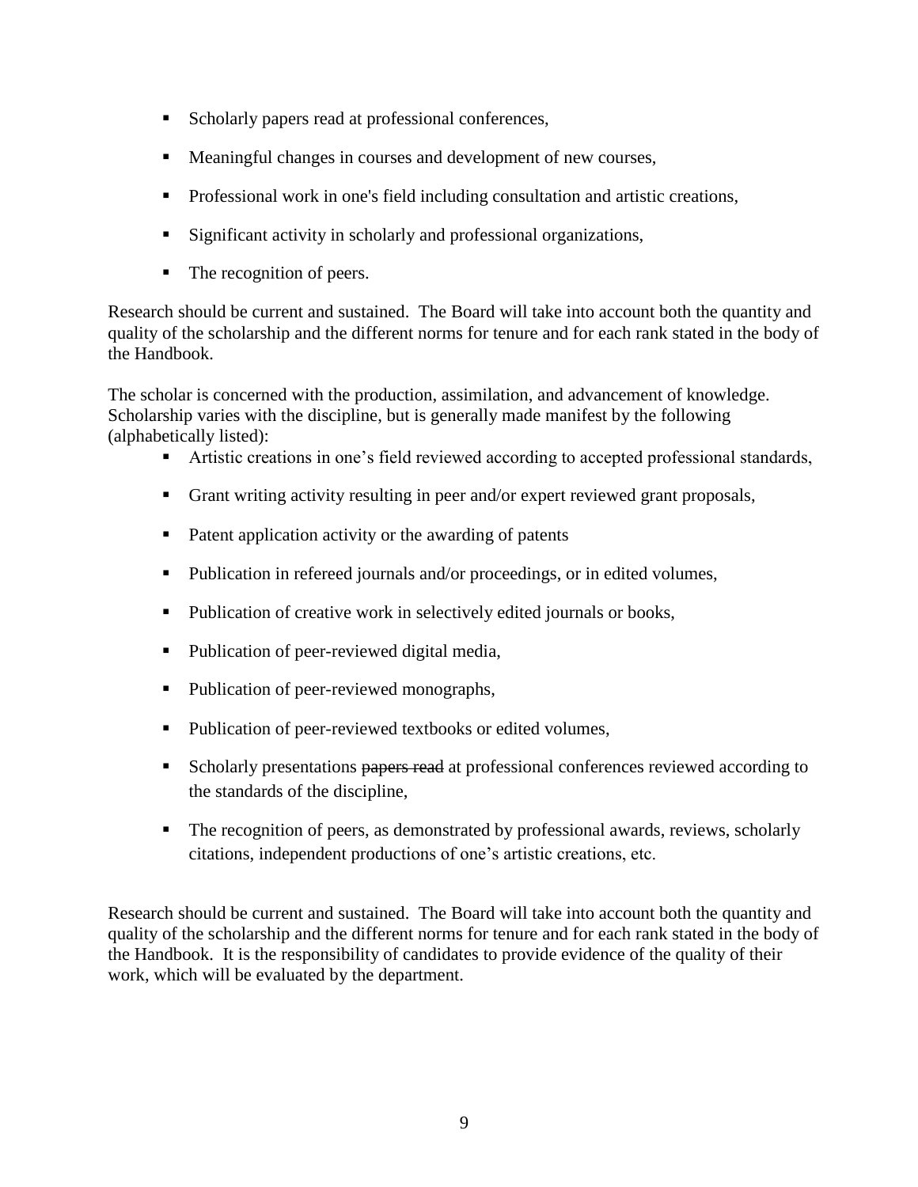- Scholarly papers read at professional conferences,
- Meaningful changes in courses and development of new courses,
- Professional work in one's field including consultation and artistic creations,
- Significant activity in scholarly and professional organizations,
- The recognition of peers.

Research should be current and sustained. The Board will take into account both the quantity and quality of the scholarship and the different norms for tenure and for each rank stated in the body of the Handbook.

The scholar is concerned with the production, assimilation, and advancement of knowledge. Scholarship varies with the discipline, but is generally made manifest by the following (alphabetically listed):

- Artistic creations in one's field reviewed according to accepted professional standards,
- Grant writing activity resulting in peer and/or expert reviewed grant proposals,
- Patent application activity or the awarding of patents
- Publication in refereed journals and/or proceedings, or in edited volumes,
- Publication of creative work in selectively edited journals or books,
- Publication of peer-reviewed digital media,
- Publication of peer-reviewed monographs,
- Publication of peer-reviewed textbooks or edited volumes,
- Scholarly presentations ~~papers read~~ at professional conferences reviewed according to the standards of the discipline,
- The recognition of peers, as demonstrated by professional awards, reviews, scholarly citations, independent productions of one's artistic creations, etc.

Research should be current and sustained. The Board will take into account both the quantity and quality of the scholarship and the different norms for tenure and for each rank stated in the body of the Handbook. It is the responsibility of candidates to provide evidence of the quality of their work, which will be evaluated by the department.